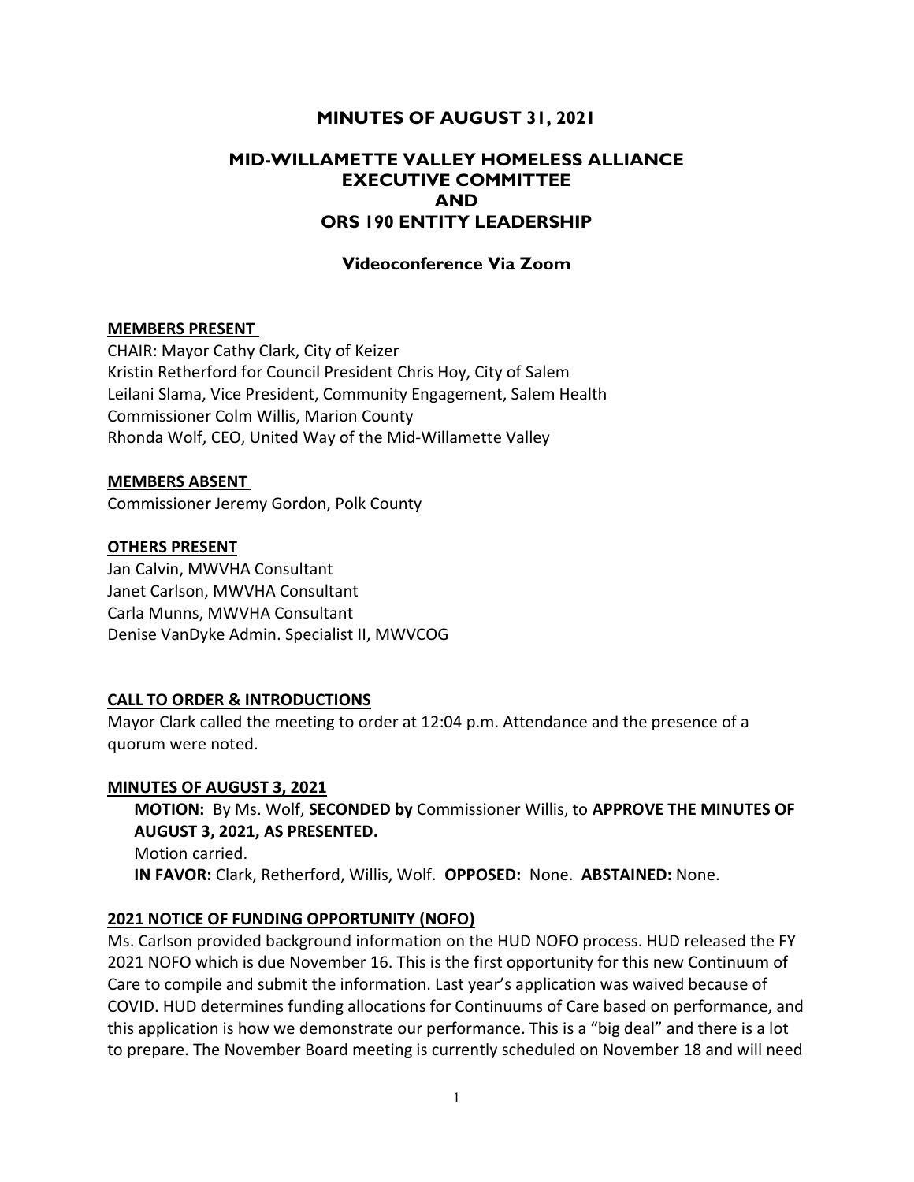# MINUTES OF AUGUST 31, 2021

## MID-WILLAMETTE VALLEY HOMELESS ALLIANCE EXECUTIVE COMMITTEE AND ORS 190 ENTITY LEADERSHIP

### Videoconference Via Zoom

**MEMBERS PRESENT**

CHAIR: Mayor Cathy Clark, City of Keizer
Kristin Retherford for Council President Chris Hoy, City of Salem
Leilani Slama, Vice President, Community Engagement, Salem Health
Commissioner Colm Willis, Marion County
Rhonda Wolf, CEO, United Way of the Mid-Willamette Valley

**MEMBERS ABSENT**

Commissioner Jeremy Gordon, Polk County

**OTHERS PRESENT**

Jan Calvin, MWVHA Consultant
Janet Carlson, MWVHA Consultant
Carla Munns, MWVHA Consultant
Denise VanDyke Admin. Specialist II, MWVCOG

**CALL TO ORDER & INTRODUCTIONS**

Mayor Clark called the meeting to order at 12:04 p.m. Attendance and the presence of a quorum were noted.

**MINUTES OF AUGUST 3, 2021**

**MOTION:** By Ms. Wolf, **SECONDED by** Commissioner Willis, to **APPROVE THE MINUTES OF AUGUST 3, 2021, AS PRESENTED.**
Motion carried.
**IN FAVOR:** Clark, Retherford, Willis, Wolf. **OPPOSED:** None. **ABSTAINED:** None.

**2021 NOTICE OF FUNDING OPPORTUNITY (NOFO)**

Ms. Carlson provided background information on the HUD NOFO process. HUD released the FY 2021 NOFO which is due November 16. This is the first opportunity for this new Continuum of Care to compile and submit the information. Last year's application was waived because of COVID. HUD determines funding allocations for Continuums of Care based on performance, and this application is how we demonstrate our performance. This is a "big deal" and there is a lot to prepare. The November Board meeting is currently scheduled on November 18 and will need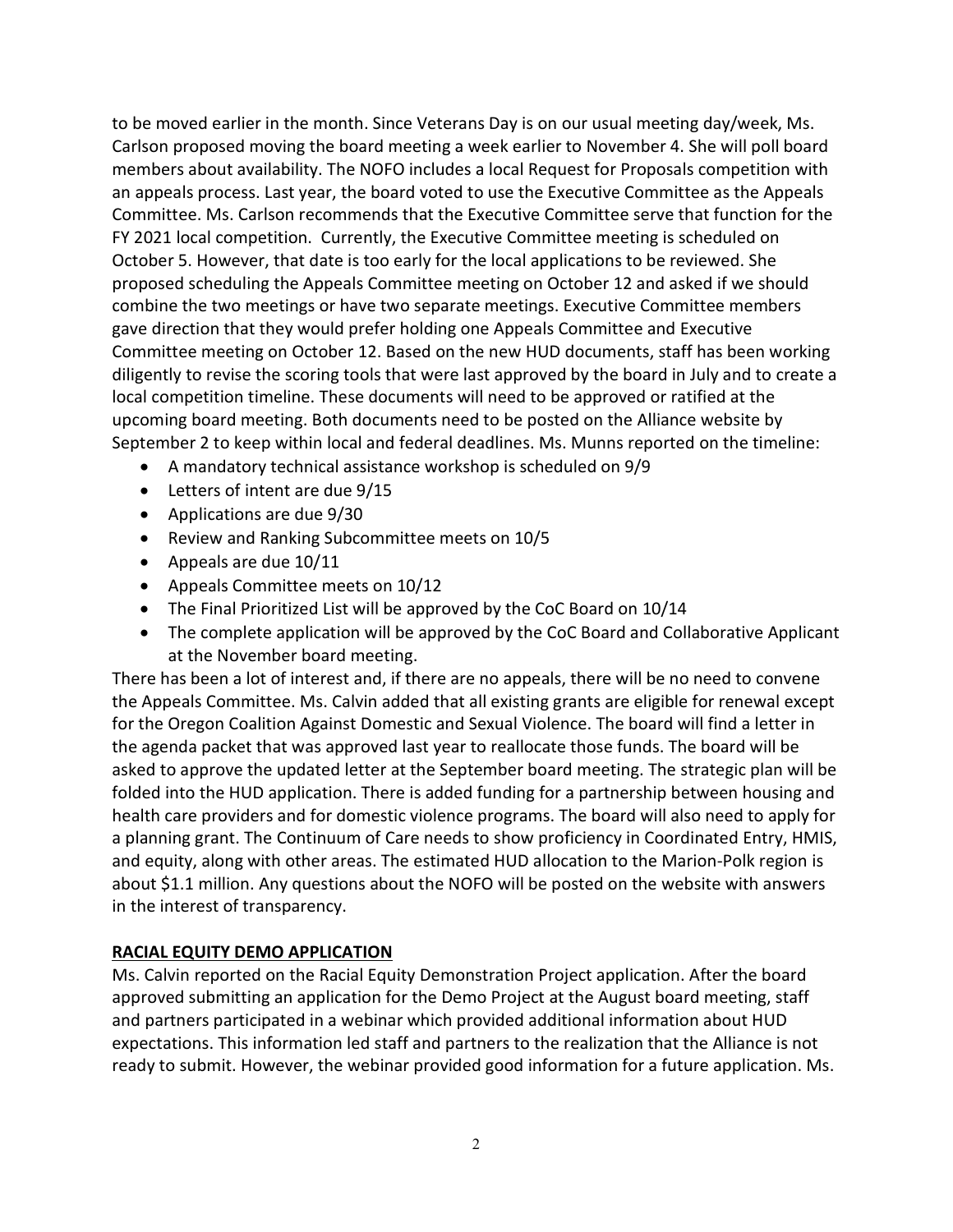to be moved earlier in the month. Since Veterans Day is on our usual meeting day/week, Ms. Carlson proposed moving the board meeting a week earlier to November 4. She will poll board members about availability. The NOFO includes a local Request for Proposals competition with an appeals process. Last year, the board voted to use the Executive Committee as the Appeals Committee. Ms. Carlson recommends that the Executive Committee serve that function for the FY 2021 local competition. Currently, the Executive Committee meeting is scheduled on October 5. However, that date is too early for the local applications to be reviewed. She proposed scheduling the Appeals Committee meeting on October 12 and asked if we should combine the two meetings or have two separate meetings. Executive Committee members gave direction that they would prefer holding one Appeals Committee and Executive Committee meeting on October 12. Based on the new HUD documents, staff has been working diligently to revise the scoring tools that were last approved by the board in July and to create a local competition timeline. These documents will need to be approved or ratified at the upcoming board meeting. Both documents need to be posted on the Alliance website by September 2 to keep within local and federal deadlines. Ms. Munns reported on the timeline:

- A mandatory technical assistance workshop is scheduled on 9/9
- Letters of intent are due 9/15
- Applications are due 9/30
- Review and Ranking Subcommittee meets on 10/5
- Appeals are due 10/11
- Appeals Committee meets on 10/12
- The Final Prioritized List will be approved by the CoC Board on 10/14
- The complete application will be approved by the CoC Board and Collaborative Applicant at the November board meeting.

There has been a lot of interest and, if there are no appeals, there will be no need to convene the Appeals Committee. Ms. Calvin added that all existing grants are eligible for renewal except for the Oregon Coalition Against Domestic and Sexual Violence. The board will find a letter in the agenda packet that was approved last year to reallocate those funds. The board will be asked to approve the updated letter at the September board meeting. The strategic plan will be folded into the HUD application. There is added funding for a partnership between housing and health care providers and for domestic violence programs. The board will also need to apply for a planning grant. The Continuum of Care needs to show proficiency in Coordinated Entry, HMIS, and equity, along with other areas. The estimated HUD allocation to the Marion-Polk region is about $1.1 million. Any questions about the NOFO will be posted on the website with answers in the interest of transparency.

**RACIAL EQUITY DEMO APPLICATION**

Ms. Calvin reported on the Racial Equity Demonstration Project application. After the board approved submitting an application for the Demo Project at the August board meeting, staff and partners participated in a webinar which provided additional information about HUD expectations. This information led staff and partners to the realization that the Alliance is not ready to submit. However, the webinar provided good information for a future application. Ms.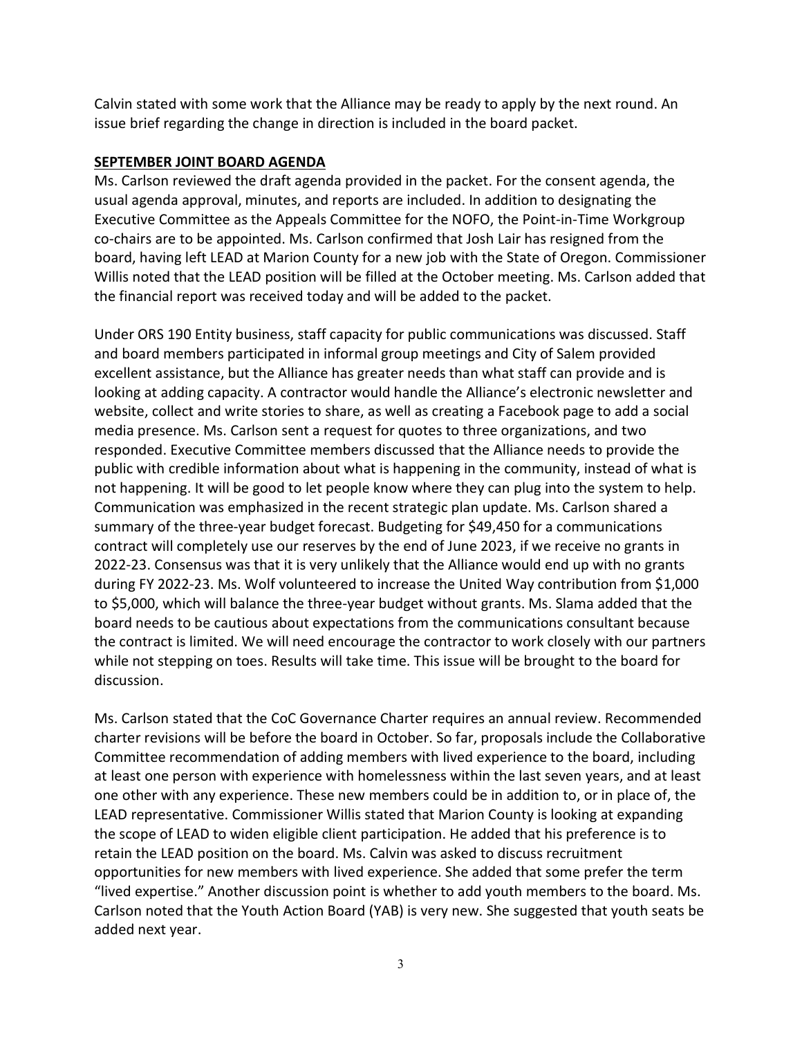Calvin stated with some work that the Alliance may be ready to apply by the next round. An issue brief regarding the change in direction is included in the board packet.

**SEPTEMBER JOINT BOARD AGENDA**

Ms. Carlson reviewed the draft agenda provided in the packet. For the consent agenda, the usual agenda approval, minutes, and reports are included. In addition to designating the Executive Committee as the Appeals Committee for the NOFO, the Point-in-Time Workgroup co-chairs are to be appointed. Ms. Carlson confirmed that Josh Lair has resigned from the board, having left LEAD at Marion County for a new job with the State of Oregon. Commissioner Willis noted that the LEAD position will be filled at the October meeting. Ms. Carlson added that the financial report was received today and will be added to the packet.

Under ORS 190 Entity business, staff capacity for public communications was discussed. Staff and board members participated in informal group meetings and City of Salem provided excellent assistance, but the Alliance has greater needs than what staff can provide and is looking at adding capacity. A contractor would handle the Alliance's electronic newsletter and website, collect and write stories to share, as well as creating a Facebook page to add a social media presence. Ms. Carlson sent a request for quotes to three organizations, and two responded. Executive Committee members discussed that the Alliance needs to provide the public with credible information about what is happening in the community, instead of what is not happening. It will be good to let people know where they can plug into the system to help. Communication was emphasized in the recent strategic plan update. Ms. Carlson shared a summary of the three-year budget forecast. Budgeting for $49,450 for a communications contract will completely use our reserves by the end of June 2023, if we receive no grants in 2022-23. Consensus was that it is very unlikely that the Alliance would end up with no grants during FY 2022-23. Ms. Wolf volunteered to increase the United Way contribution from $1,000 to $5,000, which will balance the three-year budget without grants. Ms. Slama added that the board needs to be cautious about expectations from the communications consultant because the contract is limited. We will need encourage the contractor to work closely with our partners while not stepping on toes. Results will take time. This issue will be brought to the board for discussion.

Ms. Carlson stated that the CoC Governance Charter requires an annual review. Recommended charter revisions will be before the board in October. So far, proposals include the Collaborative Committee recommendation of adding members with lived experience to the board, including at least one person with experience with homelessness within the last seven years, and at least one other with any experience. These new members could be in addition to, or in place of, the LEAD representative. Commissioner Willis stated that Marion County is looking at expanding the scope of LEAD to widen eligible client participation. He added that his preference is to retain the LEAD position on the board. Ms. Calvin was asked to discuss recruitment opportunities for new members with lived experience. She added that some prefer the term "lived expertise." Another discussion point is whether to add youth members to the board. Ms. Carlson noted that the Youth Action Board (YAB) is very new. She suggested that youth seats be added next year.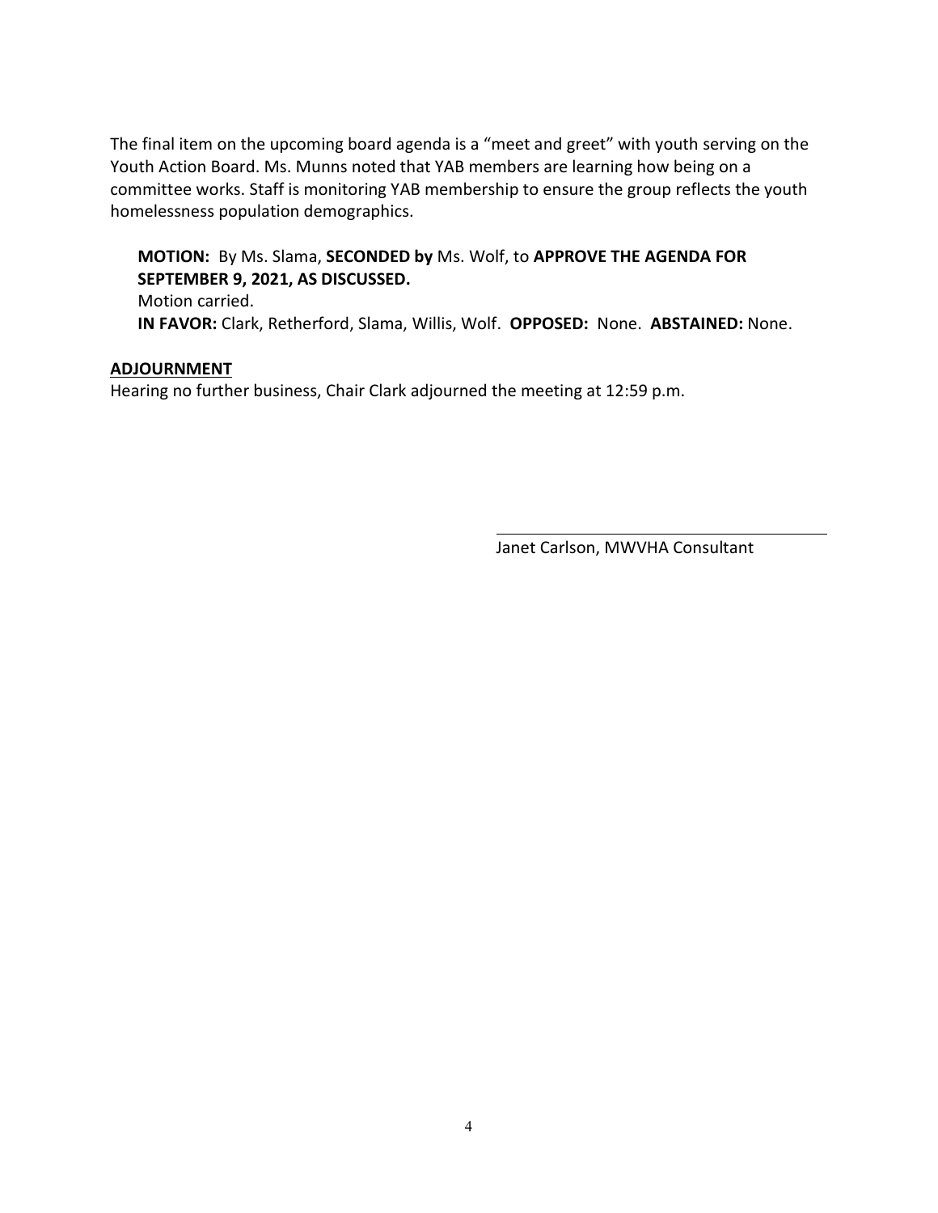The final item on the upcoming board agenda is a "meet and greet" with youth serving on the Youth Action Board. Ms. Munns noted that YAB members are learning how being on a committee works. Staff is monitoring YAB membership to ensure the group reflects the youth homelessness population demographics.

**MOTION:** By Ms. Slama, **SECONDED by** Ms. Wolf, to **APPROVE THE AGENDA FOR SEPTEMBER 9, 2021, AS DISCUSSED.**
Motion carried.
**IN FAVOR:** Clark, Retherford, Slama, Willis, Wolf. **OPPOSED:** None. **ABSTAINED:** None.

**ADJOURNMENT**

Hearing no further business, Chair Clark adjourned the meeting at 12:59 p.m.

Janet Carlson, MWVHA Consultant